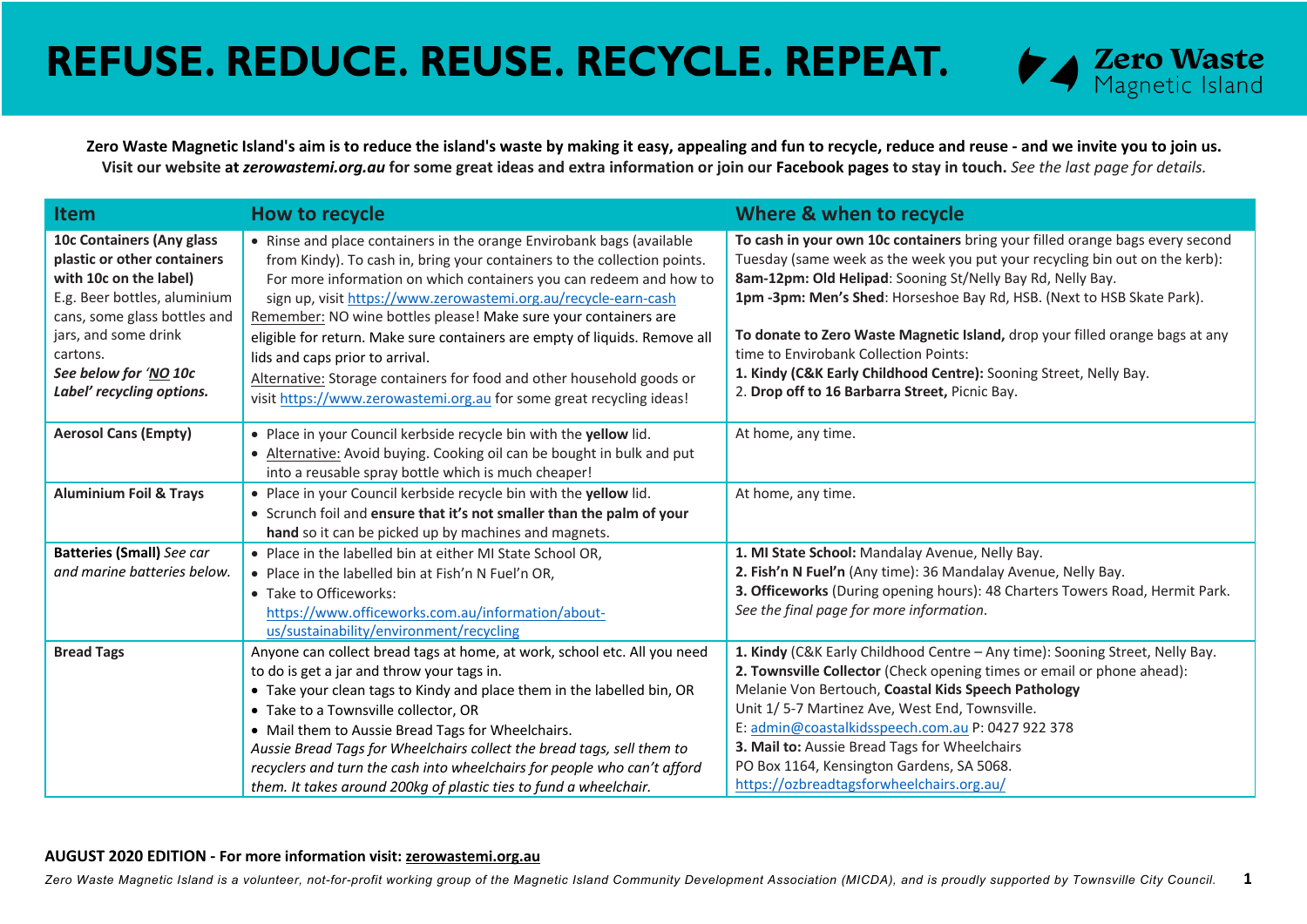# REFUSE. REDUCE. REUSE. RECYCLE. REPEAT.

Zero Waste Magnetic Island

**Zero Waste Magnetic Island's aim is to reduce the island's waste by making it easy, appealing and fun to recycle, reduce and reuse - and we invite you to join us. Visit our website at *zerowastemi.org.au* for some great ideas and extra information or join our Facebook pages to stay in touch.** *See the last page for details.*

| Item | How to recycle | Where & when to recycle |
|---|---|---|
| **10c Containers (Any glass plastic or other containers with 10c on the label)** E.g. Beer bottles, aluminium cans, some glass bottles and jars, and some drink cartons. ***See below for 'NO 10c Label' recycling options.*** | • Rinse and place containers in the orange Envirobank bags (available from Kindy). To cash in, bring your containers to the collection points. For more information on which containers you can redeem and how to sign up, visit https://www.zerowastemi.org.au/recycle-earn-cash <br> Remember: NO wine bottles please! Make sure your containers are eligible for return. Make sure containers are empty of liquids. Remove all lids and caps prior to arrival. <br> Alternative: Storage containers for food and other household goods or visit https://www.zerowastemi.org.au for some great recycling ideas! | **To cash in your own 10c containers** bring your filled orange bags every second Tuesday (same week as the week you put your recycling bin out on the kerb): <br> **8am-12pm: Old Helipad**: Sooning St/Nelly Bay Rd, Nelly Bay. <br> **1pm -3pm: Men's Shed**: Horseshoe Bay Rd, HSB. (Next to HSB Skate Park). <br><br> **To donate to Zero Waste Magnetic Island,** drop your filled orange bags at any time to Envirobank Collection Points: <br> **1. Kindy (C&K Early Childhood Centre):** Sooning Street, Nelly Bay. <br> 2. **Drop off to 16 Barbarra Street,** Picnic Bay. |
| **Aerosol Cans (Empty)** | • Place in your Council kerbside recycle bin with the **yellow** lid. <br> • Alternative: Avoid buying. Cooking oil can be bought in bulk and put into a reusable spray bottle which is much cheaper! | At home, any time. |
| **Aluminium Foil & Trays** | • Place in your Council kerbside recycle bin with the **yellow** lid. <br> • Scrunch foil and **ensure that it's not smaller than the palm of your hand** so it can be picked up by machines and magnets. | At home, any time. |
| **Batteries (Small)** *See car and marine batteries below.* | • Place in the labelled bin at either MI State School OR, <br> • Place in the labelled bin at Fish'n N Fuel'n OR, <br> • Take to Officeworks: https://www.officeworks.com.au/information/about-us/sustainability/environment/recycling | **1. MI State School:** Mandalay Avenue, Nelly Bay. <br> **2. Fish'n N Fuel'n** (Any time): 36 Mandalay Avenue, Nelly Bay. <br> **3. Officeworks** (During opening hours): 48 Charters Towers Road, Hermit Park. <br> *See the final page for more information.* |
| **Bread Tags** | Anyone can collect bread tags at home, at work, school etc. All you need to do is get a jar and throw your tags in. <br> • Take your clean tags to Kindy and place them in the labelled bin, OR <br> • Take to a Townsville collector, OR <br> • Mail them to Aussie Bread Tags for Wheelchairs. <br> *Aussie Bread Tags for Wheelchairs collect the bread tags, sell them to recyclers and turn the cash into wheelchairs for people who can't afford them. It takes around 200kg of plastic ties to fund a wheelchair.* | **1. Kindy** (C&K Early Childhood Centre – Any time): Sooning Street, Nelly Bay. <br> **2. Townsville Collector** (Check opening times or email or phone ahead): Melanie Von Bertouch, **Coastal Kids Speech Pathology** Unit 1/ 5-7 Martinez Ave, West End, Townsville. <br> E: admin@coastalkidsspeech.com.au P: 0427 922 378 <br> **3. Mail to:** Aussie Bread Tags for Wheelchairs <br> PO Box 1164, Kensington Gardens, SA 5068. <br> https://ozbreadtagsforwheelchairs.org.au/ |

**AUGUST 2020 EDITION - For more information visit: zerowastemi.org.au**

*Zero Waste Magnetic Island is a volunteer, not-for-profit working group of the Magnetic Island Community Development Association (MICDA), and is proudly supported by Townsville City Council.*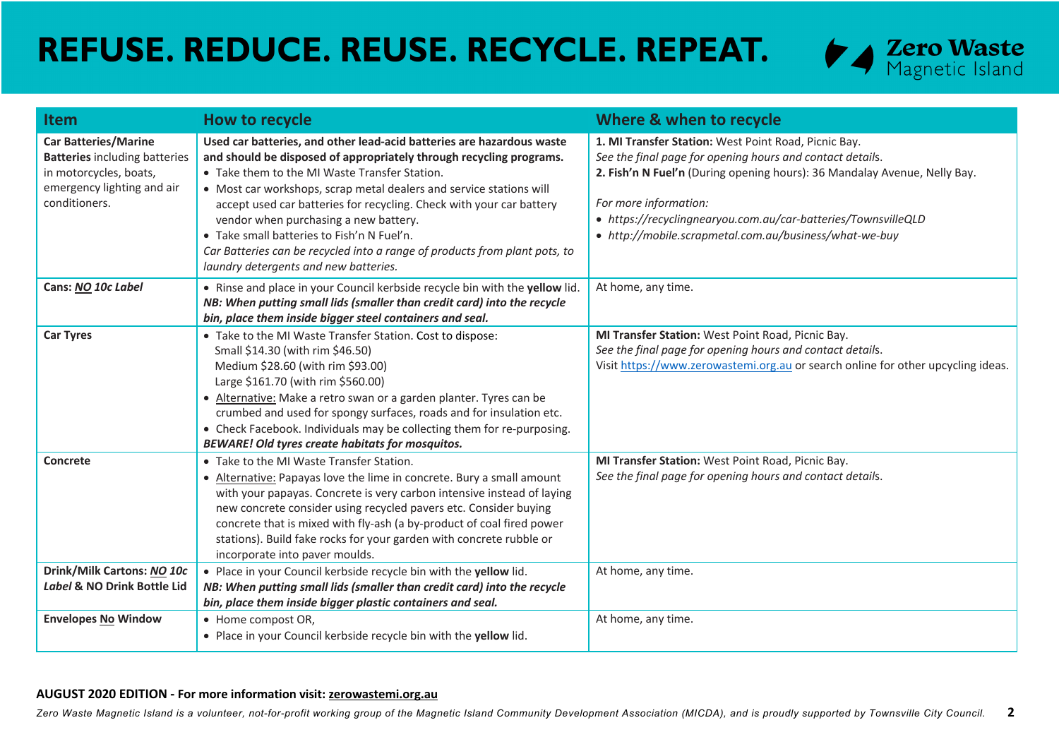# REFUSE. REDUCE. REUSE. RECYCLE. REPEAT.

Zero Waste Magnetic Island

| Item | How to recycle | Where & when to recycle |
|---|---|---|
| **Car Batteries/Marine Batteries** including batteries in motorcycles, boats, emergency lighting and air conditioners. | **Used car batteries, and other lead-acid batteries are hazardous waste and should be disposed of appropriately through recycling programs.**<br>• Take them to the MI Waste Transfer Station.<br>• Most car workshops, scrap metal dealers and service stations will accept used car batteries for recycling. Check with your car battery vendor when purchasing a new battery.<br>• Take small batteries to Fish'n N Fuel'n.<br>*Car Batteries can be recycled into a range of products from plant pots, to laundry detergents and new batteries.* | **1. MI Transfer Station:** West Point Road, Picnic Bay.<br>*See the final page for opening hours and contact details.*<br>**2. Fish'n N Fuel'n** (During opening hours): 36 Mandalay Avenue, Nelly Bay.<br><br>*For more information:*<br>• *https://recyclingnearyou.com.au/car-batteries/TownsvilleQLD*<br>• *http://mobile.scrapmetal.com.au/business/what-we-buy* |
| **Cans: *NO 10c Label*** | • Rinse and place in your Council kerbside recycle bin with the **yellow** lid.<br>***NB: When putting small lids (smaller than credit card) into the recycle bin, place them inside bigger steel containers and seal.*** | At home, any time. |
| **Car Tyres** | • Take to the MI Waste Transfer Station. Cost to dispose:<br>Small $14.30 (with rim $46.50)<br>Medium $28.60 (with rim $93.00)<br>Large $161.70 (with rim $560.00)<br>• Alternative: Make a retro swan or a garden planter. Tyres can be crumbed and used for spongy surfaces, roads and for insulation etc.<br>• Check Facebook. Individuals may be collecting them for re-purposing.<br>***BEWARE! Old tyres create habitats for mosquitos.*** | **MI Transfer Station:** West Point Road, Picnic Bay.<br>*See the final page for opening hours and contact details.*<br>Visit https://www.zerowastemi.org.au or search online for other upcycling ideas. |
| **Concrete** | • Take to the MI Waste Transfer Station.<br>• Alternative: Papayas love the lime in concrete. Bury a small amount with your papayas. Concrete is very carbon intensive instead of laying new concrete consider using recycled pavers etc. Consider buying concrete that is mixed with fly-ash (a by-product of coal fired power stations). Build fake rocks for your garden with concrete rubble or incorporate into paver moulds. | **MI Transfer Station:** West Point Road, Picnic Bay.<br>*See the final page for opening hours and contact details.* |
| **Drink/Milk Cartons: *NO 10c Label* & NO Drink Bottle Lid** | • Place in your Council kerbside recycle bin with the **yellow** lid.<br>***NB: When putting small lids (smaller than credit card) into the recycle bin, place them inside bigger plastic containers and seal.*** | At home, any time. |
| **Envelopes No Window** | • Home compost OR,<br>• Place in your Council kerbside recycle bin with the **yellow** lid. | At home, any time. |

**AUGUST 2020 EDITION - For more information visit: zerowastemi.org.au**

*Zero Waste Magnetic Island is a volunteer, not-for-profit working group of the Magnetic Island Community Development Association (MICDA), and is proudly supported by Townsville City Council.*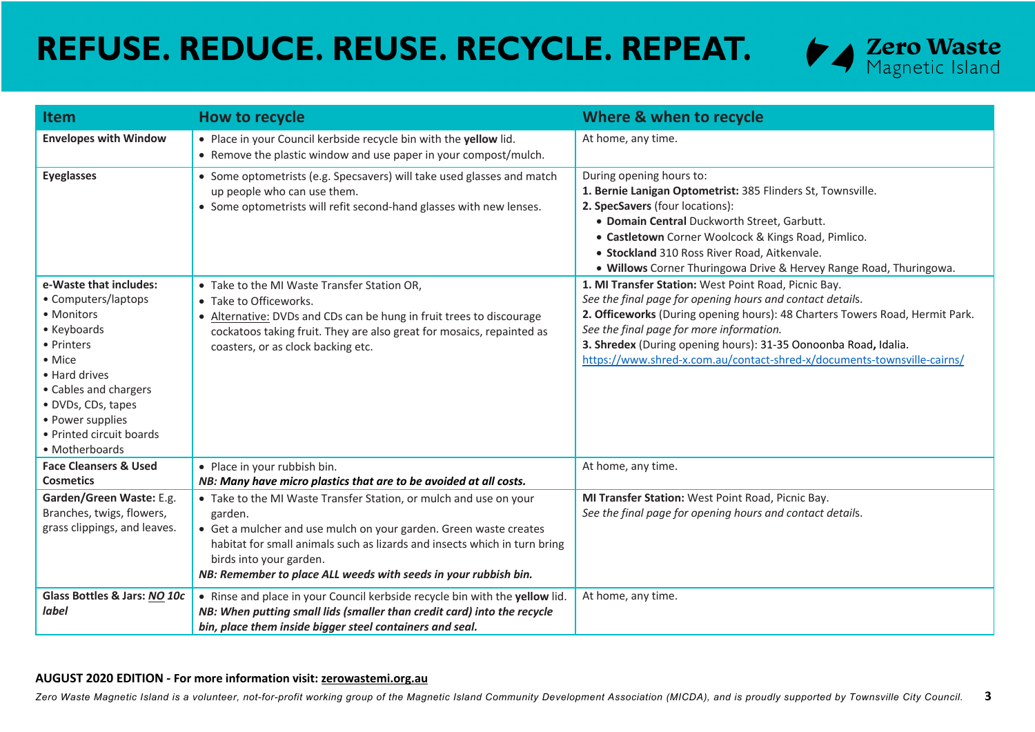# REFUSE. REDUCE. REUSE. RECYCLE. REPEAT.

Zero Waste Magnetic Island

| Item | How to recycle | Where & when to recycle |
|---|---|---|
| **Envelopes with Window** | • Place in your Council kerbside recycle bin with the **yellow** lid.<br>• Remove the plastic window and use paper in your compost/mulch. | At home, any time. |
| **Eyeglasses** | • Some optometrists (e.g. Specsavers) will take used glasses and match up people who can use them.<br>• Some optometrists will refit second-hand glasses with new lenses. | During opening hours to:<br>**1. Bernie Lanigan Optometrist:** 385 Flinders St, Townsville.<br>**2. SpecSavers** (four locations):<br>• **Domain Central** Duckworth Street, Garbutt.<br>• **Castletown** Corner Woolcock & Kings Road, Pimlico.<br>• **Stockland** 310 Ross River Road, Aitkenvale.<br>• **Willows** Corner Thuringowa Drive & Hervey Range Road, Thuringowa. |
| **e-Waste that includes:**<br>• Computers/laptops<br>• Monitors<br>• Keyboards<br>• Printers<br>• Mice<br>• Hard drives<br>• Cables and chargers<br>• DVDs, CDs, tapes<br>• Power supplies<br>• Printed circuit boards<br>• Motherboards | • Take to the MI Waste Transfer Station OR,<br>• Take to Officeworks.<br>• Alternative: DVDs and CDs can be hung in fruit trees to discourage cockatoos taking fruit. They are also great for mosaics, repainted as coasters, or as clock backing etc. | **1. MI Transfer Station:** West Point Road, Picnic Bay.<br>*See the final page for opening hours and contact details.*<br>**2. Officeworks** (During opening hours): 48 Charters Towers Road, Hermit Park.<br>*See the final page for more information.*<br>**3. Shredex** (During opening hours): 31-35 Oonoonba Road, Idalia.<br>https://www.shred-x.com.au/contact-shred-x/documents-townsville-cairns/ |
| **Face Cleansers & Used Cosmetics** | • Place in your rubbish bin.<br>***NB: Many have micro plastics that are to be avoided at all costs.*** | At home, any time. |
| **Garden/Green Waste:** E.g. Branches, twigs, flowers, grass clippings, and leaves. | • Take to the MI Waste Transfer Station, or mulch and use on your garden.<br>• Get a mulcher and use mulch on your garden. Green waste creates habitat for small animals such as lizards and insects which in turn bring birds into your garden.<br>***NB: Remember to place ALL weeds with seeds in your rubbish bin.*** | **MI Transfer Station:** West Point Road, Picnic Bay.<br>*See the final page for opening hours and contact details.* |
| **Glass Bottles & Jars: *NO 10c label*** | • Rinse and place in your Council kerbside recycle bin with the **yellow** lid.<br>***NB: When putting small lids (smaller than credit card) into the recycle bin, place them inside bigger steel containers and seal.*** | At home, any time. |

**AUGUST 2020 EDITION - For more information visit: zerowastemi.org.au**

*Zero Waste Magnetic Island is a volunteer, not-for-profit working group of the Magnetic Island Community Development Association (MICDA), and is proudly supported by Townsville City Council.*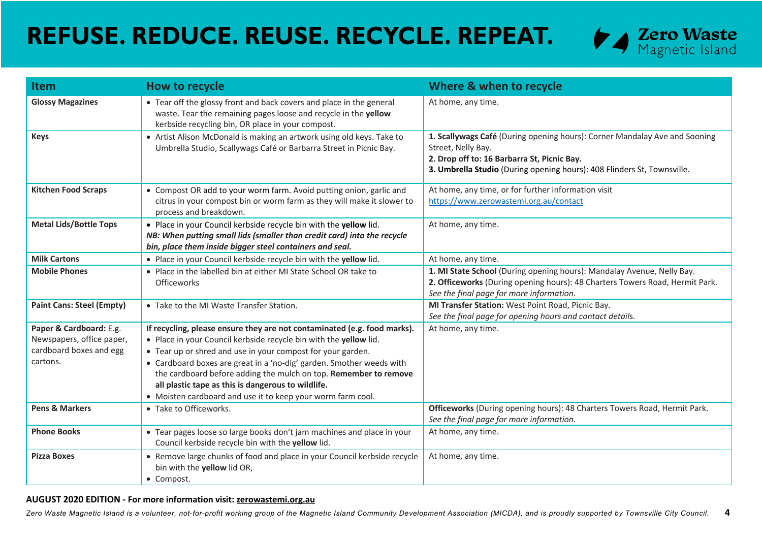# REFUSE. REDUCE. REUSE. RECYCLE. REPEAT.

Zero Waste Magnetic Island

| Item | How to recycle | Where & when to recycle |
|---|---|---|
| **Glossy Magazines** | • Tear off the glossy front and back covers and place in the general waste. Tear the remaining pages loose and recycle in the **yellow** kerbside recycling bin, OR place in your compost. | At home, any time. |
| **Keys** | • Artist Alison McDonald is making an artwork using old keys. Take to Umbrella Studio, Scallywags Café or Barbarra Street in Picnic Bay. | **1. Scallywags Café** (During opening hours): Corner Mandalay Ave and Sooning Street, Nelly Bay.<br>**2. Drop off to: 16 Barbarra St, Picnic Bay.**<br>**3. Umbrella Studio** (During opening hours): 408 Flinders St, Townsville. |
| **Kitchen Food Scraps** | • Compost OR add to your worm farm. Avoid putting onion, garlic and citrus in your compost bin or worm farm as they will make it slower to process and breakdown. | At home, any time, or for further information visit https://www.zerowastemi.org.au/contact |
| **Metal Lids/Bottle Tops** | • Place in your Council kerbside recycle bin with the **yellow** lid.<br>***NB: When putting small lids (smaller than credit card) into the recycle bin, place them inside bigger steel containers and seal.*** | At home, any time. |
| **Milk Cartons** | • Place in your Council kerbside recycle bin with the **yellow** lid. | At home, any time. |
| **Mobile Phones** | • Place in the labelled bin at either MI State School OR take to Officeworks | **1. MI State School** (During opening hours): Mandalay Avenue, Nelly Bay.<br>**2. Officeworks** (During opening hours): 48 Charters Towers Road, Hermit Park.<br>*See the final page for more information.* |
| **Paint Cans: Steel (Empty)** | • Take to the MI Waste Transfer Station. | **MI Transfer Station:** West Point Road, Picnic Bay.<br>*See the final page for opening hours and contact details.* |
| **Paper & Cardboard:** E.g. Newspapers, office paper, cardboard boxes and egg cartons. | **If recycling, please ensure they are not contaminated (e.g. food marks).**<br>• Place in your Council kerbside recycle bin with the **yellow** lid.<br>• Tear up or shred and use in your compost for your garden.<br>• Cardboard boxes are great in a 'no-dig' garden. Smother weeds with the cardboard before adding the mulch on top. **Remember to remove all plastic tape as this is dangerous to wildlife.**<br>• Moisten cardboard and use it to keep your worm farm cool. | At home, any time. |
| **Pens & Markers** | • Take to Officeworks. | **Officeworks** (During opening hours): 48 Charters Towers Road, Hermit Park.<br>*See the final page for more information.* |
| **Phone Books** | • Tear pages loose so large books don't jam machines and place in your Council kerbside recycle bin with the **yellow** lid. | At home, any time. |
| **Pizza Boxes** | • Remove large chunks of food and place in your Council kerbside recycle bin with the **yellow** lid OR,<br>• Compost. | At home, any time. |

**AUGUST 2020 EDITION - For more information visit: zerowastemi.org.au**

*Zero Waste Magnetic Island is a volunteer, not-for-profit working group of the Magnetic Island Community Development Association (MICDA), and is proudly supported by Townsville City Council.*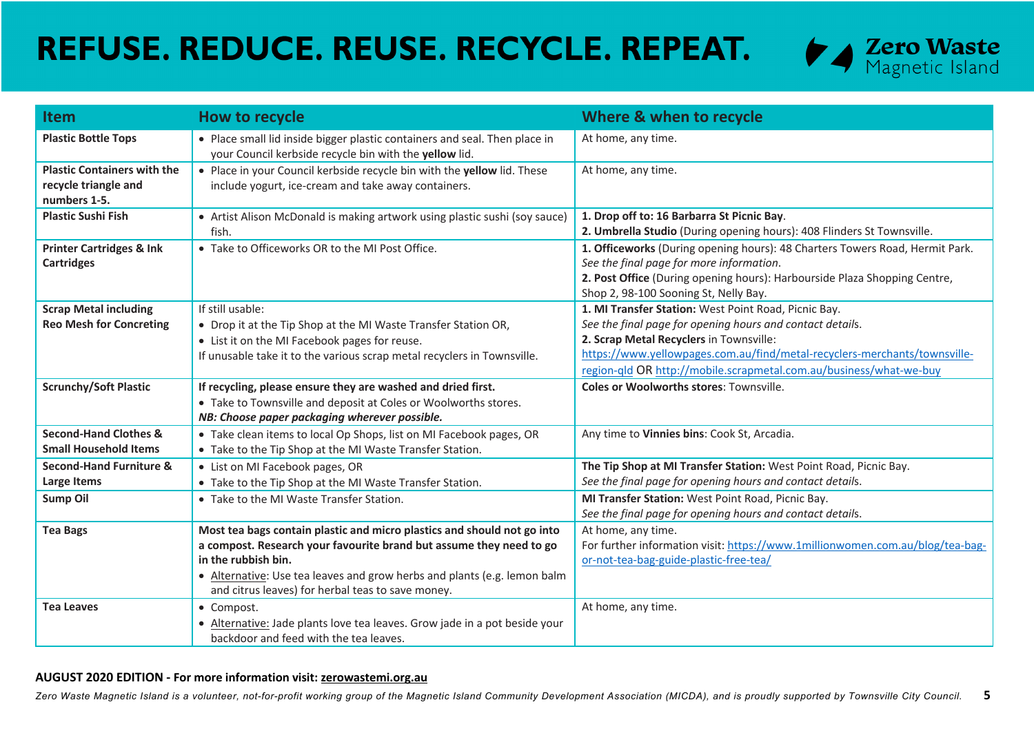# REFUSE. REDUCE. REUSE. RECYCLE. REPEAT.

Zero Waste Magnetic Island

| Item | How to recycle | Where & when to recycle |
|---|---|---|
| **Plastic Bottle Tops** | • Place small lid inside bigger plastic containers and seal. Then place in your Council kerbside recycle bin with the **yellow** lid. | At home, any time. |
| **Plastic Containers with the recycle triangle and numbers 1-5.** | • Place in your Council kerbside recycle bin with the **yellow** lid. These include yogurt, ice-cream and take away containers. | At home, any time. |
| **Plastic Sushi Fish** | • Artist Alison McDonald is making artwork using plastic sushi (soy sauce) fish. | **1. Drop off to: 16 Barbarra St Picnic Bay**.<br>**2. Umbrella Studio** (During opening hours): 408 Flinders St Townsville. |
| **Printer Cartridges & Ink Cartridges** | • Take to Officeworks OR to the MI Post Office. | **1. Officeworks** (During opening hours): 48 Charters Towers Road, Hermit Park. *See the final page for more information*.<br>**2. Post Office** (During opening hours): Harbourside Plaza Shopping Centre, Shop 2, 98-100 Sooning St, Nelly Bay. |
| **Scrap Metal including Reo Mesh for Concreting** | If still usable:<br>• Drop it at the Tip Shop at the MI Waste Transfer Station OR,<br>• List it on the MI Facebook pages for reuse.<br>If unusable take it to the various scrap metal recyclers in Townsville. | **1. MI Transfer Station:** West Point Road, Picnic Bay.<br>*See the final page for opening hours and contact details.*<br>**2. Scrap Metal Recyclers** in Townsville:<br>https://www.yellowpages.com.au/find/metal-recyclers-merchants/townsville-region-qld OR http://mobile.scrapmetal.com.au/business/what-we-buy |
| **Scrunchy/Soft Plastic** | **If recycling, please ensure they are washed and dried first.**<br>• Take to Townsville and deposit at Coles or Woolworths stores.<br>***NB: Choose paper packaging wherever possible.*** | **Coles or Woolworths stores**: Townsville. |
| **Second-Hand Clothes & Small Household Items** | • Take clean items to local Op Shops, list on MI Facebook pages, OR<br>• Take to the Tip Shop at the MI Waste Transfer Station. | Any time to **Vinnies bins**: Cook St, Arcadia. |
| **Second-Hand Furniture & Large Items** | • List on MI Facebook pages, OR<br>• Take to the Tip Shop at the MI Waste Transfer Station. | **The Tip Shop at MI Transfer Station:** West Point Road, Picnic Bay.<br>*See the final page for opening hours and contact details.* |
| **Sump Oil** | • Take to the MI Waste Transfer Station. | **MI Transfer Station:** West Point Road, Picnic Bay.<br>*See the final page for opening hours and contact details.* |
| **Tea Bags** | **Most tea bags contain plastic and micro plastics and should not go into a compost. Research your favourite brand but assume they need to go in the rubbish bin.**<br>• Alternative: Use tea leaves and grow herbs and plants (e.g. lemon balm and citrus leaves) for herbal teas to save money. | At home, any time.<br>For further information visit: https://www.1millionwomen.com.au/blog/tea-bag-or-not-tea-bag-guide-plastic-free-tea/ |
| **Tea Leaves** | • Compost.<br>• Alternative: Jade plants love tea leaves. Grow jade in a pot beside your backdoor and feed with the tea leaves. | At home, any time. |

**AUGUST 2020 EDITION - For more information visit: zerowastemi.org.au**

*Zero Waste Magnetic Island is a volunteer, not-for-profit working group of the Magnetic Island Community Development Association (MICDA), and is proudly supported by Townsville City Council.*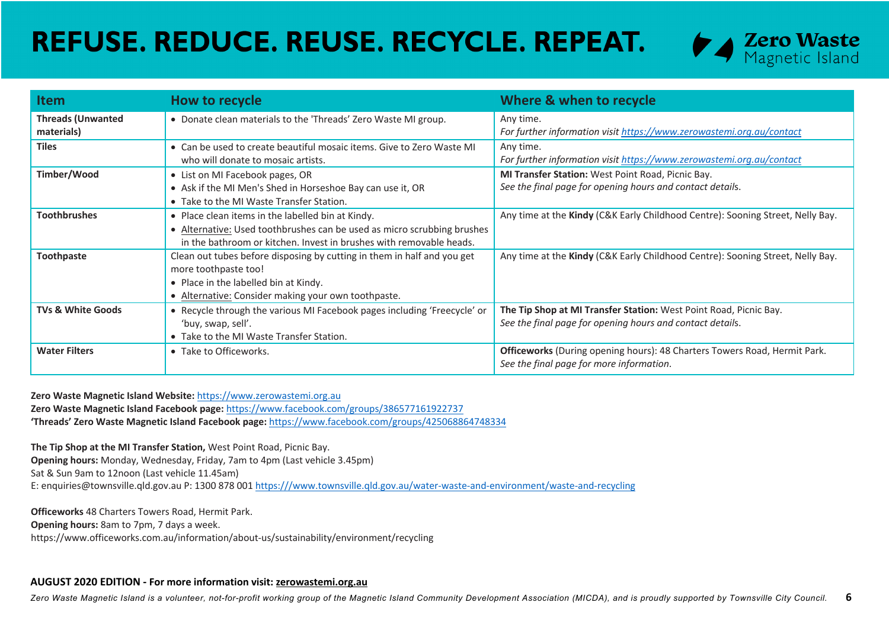# REFUSE. REDUCE. REUSE. RECYCLE. REPEAT.

Zero Waste Magnetic Island

| Item | How to recycle | Where & when to recycle |
|---|---|---|
| **Threads (Unwanted materials)** | • Donate clean materials to the 'Threads' Zero Waste MI group. | Any time.<br>*For further information visit [https://www.zerowastemi.org.au/contact](https://www.zerowastemi.org.au/contact)* |
| **Tiles** | • Can be used to create beautiful mosaic items. Give to Zero Waste MI who will donate to mosaic artists. | Any time.<br>*For further information visit [https://www.zerowastemi.org.au/contact](https://www.zerowastemi.org.au/contact)* |
| **Timber/Wood** | • List on MI Facebook pages, OR<br>• Ask if the MI Men's Shed in Horseshoe Bay can use it, OR<br>• Take to the MI Waste Transfer Station. | **MI Transfer Station:** West Point Road, Picnic Bay.<br>*See the final page for opening hours and contact details.* |
| **Toothbrushes** | • Place clean items in the labelled bin at Kindy.<br>• Alternative: Used toothbrushes can be used as micro scrubbing brushes in the bathroom or kitchen. Invest in brushes with removable heads. | Any time at the **Kindy** (C&K Early Childhood Centre): Sooning Street, Nelly Bay. |
| **Toothpaste** | Clean out tubes before disposing by cutting in them in half and you get more toothpaste too!<br>• Place in the labelled bin at Kindy.<br>• Alternative: Consider making your own toothpaste. | Any time at the **Kindy** (C&K Early Childhood Centre): Sooning Street, Nelly Bay. |
| **TVs & White Goods** | • Recycle through the various MI Facebook pages including 'Freecycle' or 'buy, swap, sell'.<br>• Take to the MI Waste Transfer Station. | **The Tip Shop at MI Transfer Station:** West Point Road, Picnic Bay.<br>*See the final page for opening hours and contact details.* |
| **Water Filters** | • Take to Officeworks. | **Officeworks** (During opening hours): 48 Charters Towers Road, Hermit Park.<br>*See the final page for more information.* |

**Zero Waste Magnetic Island Website:** [https://www.zerowastemi.org.au](https://www.zerowastemi.org.au)
**Zero Waste Magnetic Island Facebook page:** [https://www.facebook.com/groups/386577161922737](https://www.facebook.com/groups/386577161922737)
**'Threads' Zero Waste Magnetic Island Facebook page:** [https://www.facebook.com/groups/425068864748334](https://www.facebook.com/groups/425068864748334)

**The Tip Shop at the MI Transfer Station,** West Point Road, Picnic Bay.
**Opening hours:** Monday, Wednesday, Friday, 7am to 4pm (Last vehicle 3.45pm)
Sat & Sun 9am to 12noon (Last vehicle 11.45am)
E: enquiries@townsville.qld.gov.au P: 1300 878 001 [https:///www.townsville.qld.gov.au/water-waste-and-environment/waste-and-recycling](https:///www.townsville.qld.gov.au/water-waste-and-environment/waste-and-recycling)

**Officeworks** 48 Charters Towers Road, Hermit Park.
**Opening hours:** 8am to 7pm, 7 days a week.
https://www.officeworks.com.au/information/about-us/sustainability/environment/recycling

**AUGUST 2020 EDITION - For more information visit: zerowastemi.org.au**

*Zero Waste Magnetic Island is a volunteer, not-for-profit working group of the Magnetic Island Community Development Association (MICDA), and is proudly supported by Townsville City Council.*